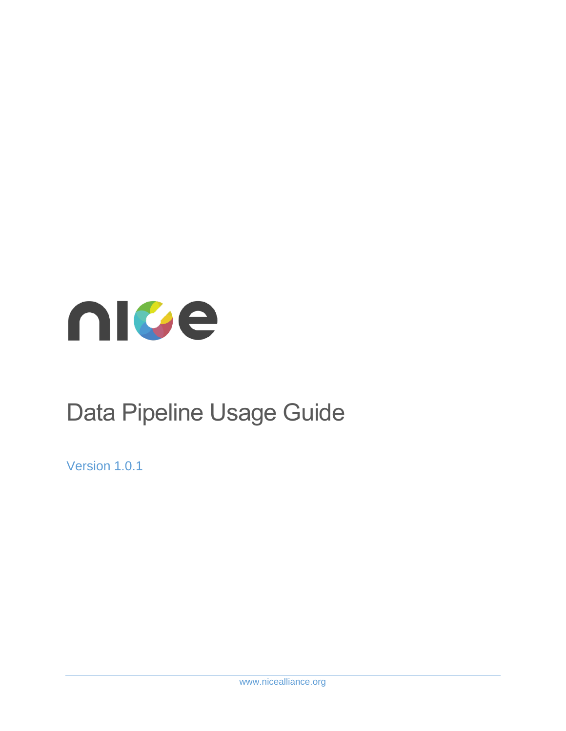# Data Pipeline Usage Guide

Version 1.0.1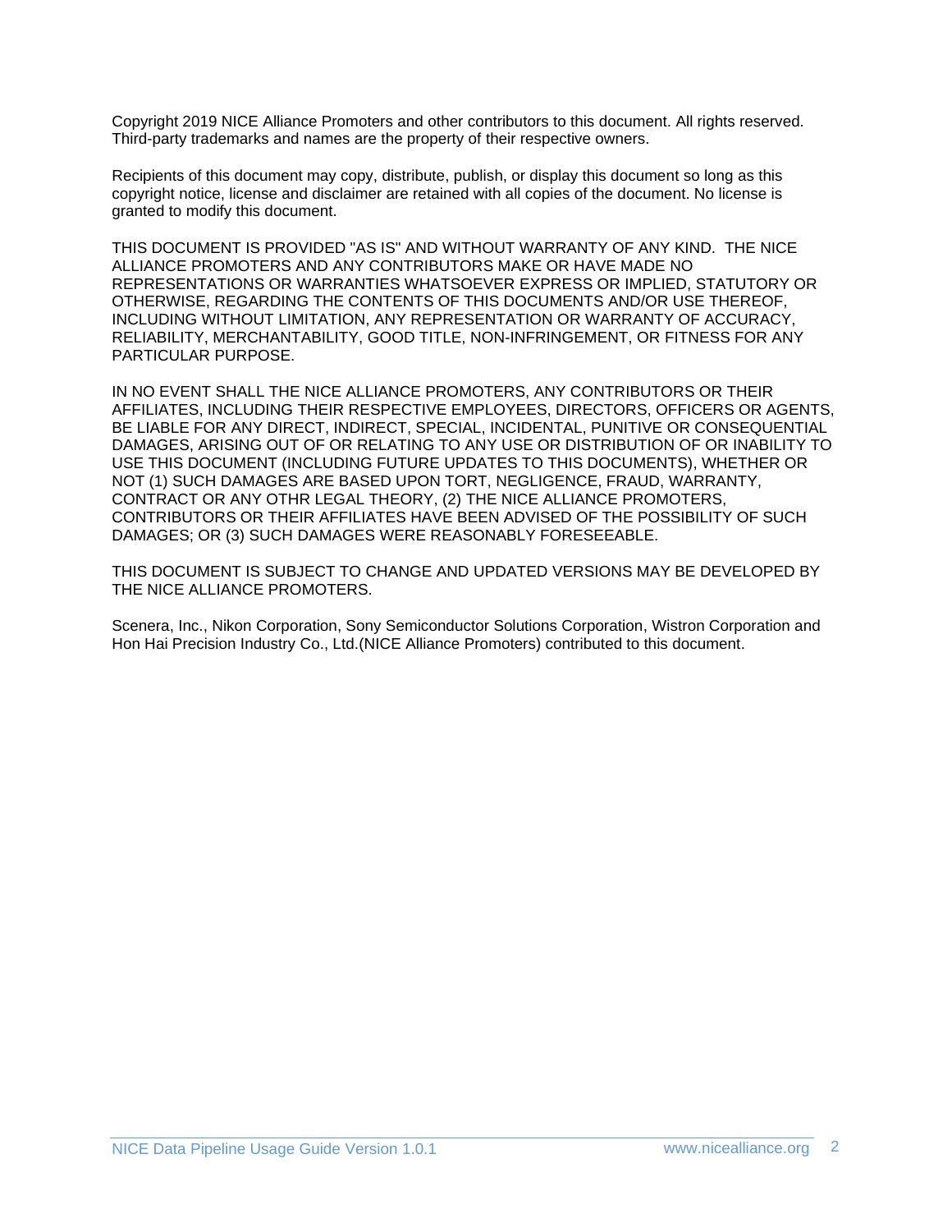Copyright 2019 NICE Alliance Promoters and other contributors to this document. All rights reserved. Third-party trademarks and names are the property of their respective owners.

Recipients of this document may copy, distribute, publish, or display this document so long as this copyright notice, license and disclaimer are retained with all copies of the document. No license is granted to modify this document.

THIS DOCUMENT IS PROVIDED "AS IS" AND WITHOUT WARRANTY OF ANY KIND. THE NICE ALLIANCE PROMOTERS AND ANY CONTRIBUTORS MAKE OR HAVE MADE NO REPRESENTATIONS OR WARRANTIES WHATSOEVER EXPRESS OR IMPLIED, STATUTORY OR OTHERWISE, REGARDING THE CONTENTS OF THIS DOCUMENTS AND/OR USE THEREOF, INCLUDING WITHOUT LIMITATION, ANY REPRESENTATION OR WARRANTY OF ACCURACY, RELIABILITY, MERCHANTABILITY, GOOD TITLE, NON-INFRINGEMENT, OR FITNESS FOR ANY PARTICULAR PURPOSE.

IN NO EVENT SHALL THE NICE ALLIANCE PROMOTERS, ANY CONTRIBUTORS OR THEIR AFFILIATES, INCLUDING THEIR RESPECTIVE EMPLOYEES, DIRECTORS, OFFICERS OR AGENTS, BE LIABLE FOR ANY DIRECT, INDIRECT, SPECIAL, INCIDENTAL, PUNITIVE OR CONSEQUENTIAL DAMAGES, ARISING OUT OF OR RELATING TO ANY USE OR DISTRIBUTION OF OR INABILITY TO USE THIS DOCUMENT (INCLUDING FUTURE UPDATES TO THIS DOCUMENTS), WHETHER OR NOT (1) SUCH DAMAGES ARE BASED UPON TORT, NEGLIGENCE, FRAUD, WARRANTY, CONTRACT OR ANY OTHR LEGAL THEORY, (2) THE NICE ALLIANCE PROMOTERS, CONTRIBUTORS OR THEIR AFFILIATES HAVE BEEN ADVISED OF THE POSSIBILITY OF SUCH DAMAGES; OR (3) SUCH DAMAGES WERE REASONABLY FORESEEABLE.

THIS DOCUMENT IS SUBJECT TO CHANGE AND UPDATED VERSIONS MAY BE DEVELOPED BY THE NICE ALLIANCE PROMOTERS.

Scenera, Inc., Nikon Corporation, Sony Semiconductor Solutions Corporation, Wistron Corporation and Hon Hai Precision Industry Co., Ltd.(NICE Alliance Promoters) contributed to this document.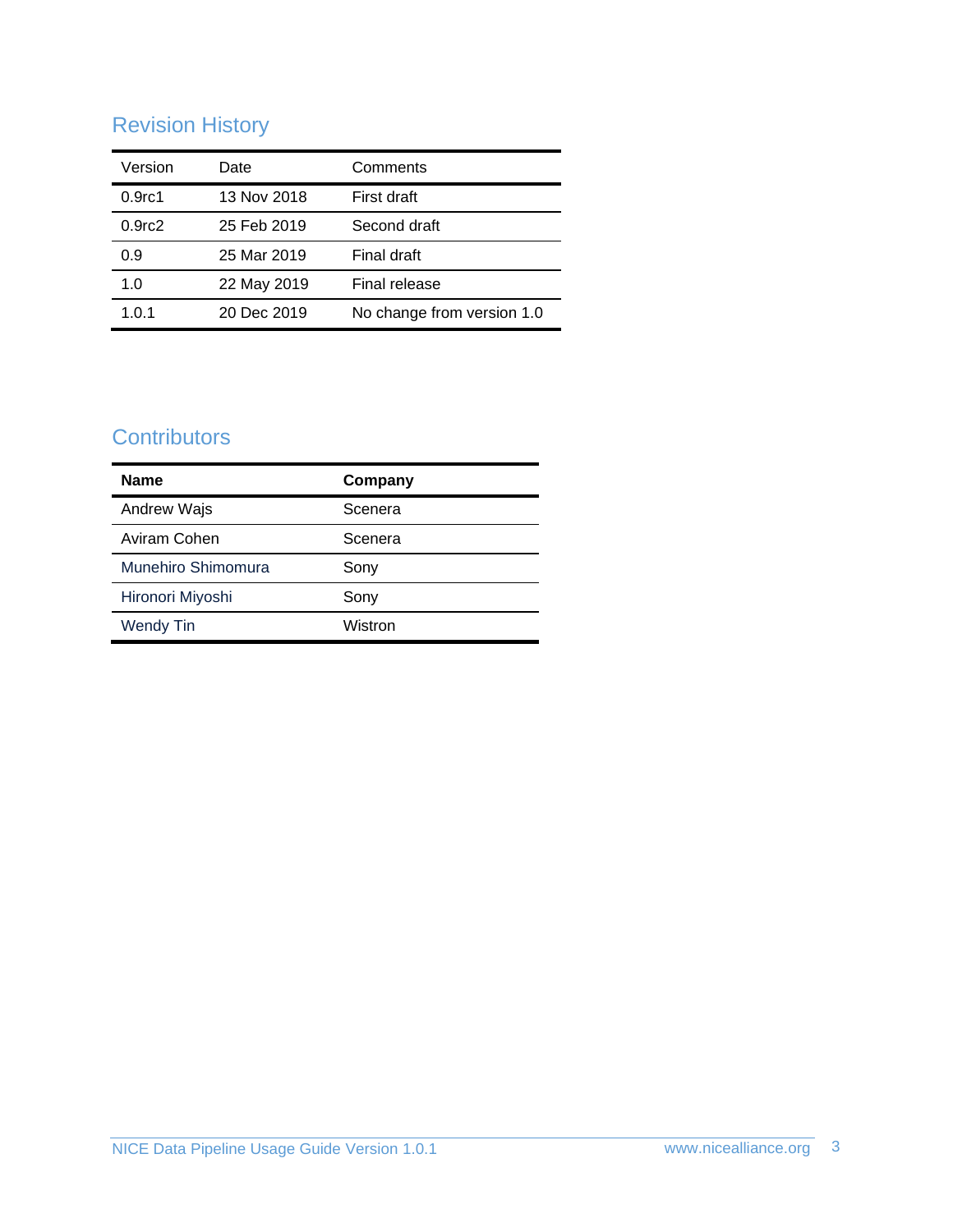## Revision History

| Version | Date | Comments |
|---|---|---|
| 0.9rc1 | 13 Nov 2018 | First draft |
| 0.9rc2 | 25 Feb 2019 | Second draft |
| 0.9 | 25 Mar 2019 | Final draft |
| 1.0 | 22 May 2019 | Final release |
| 1.0.1 | 20 Dec 2019 | No change from version 1.0 |

## Contributors

| **Name** | **Company** |
|---|---|
| Andrew Wajs | Scenera |
| Aviram Cohen | Scenera |
| Munehiro Shimomura | Sony |
| Hironori Miyoshi | Sony |
| Wendy Tin | Wistron |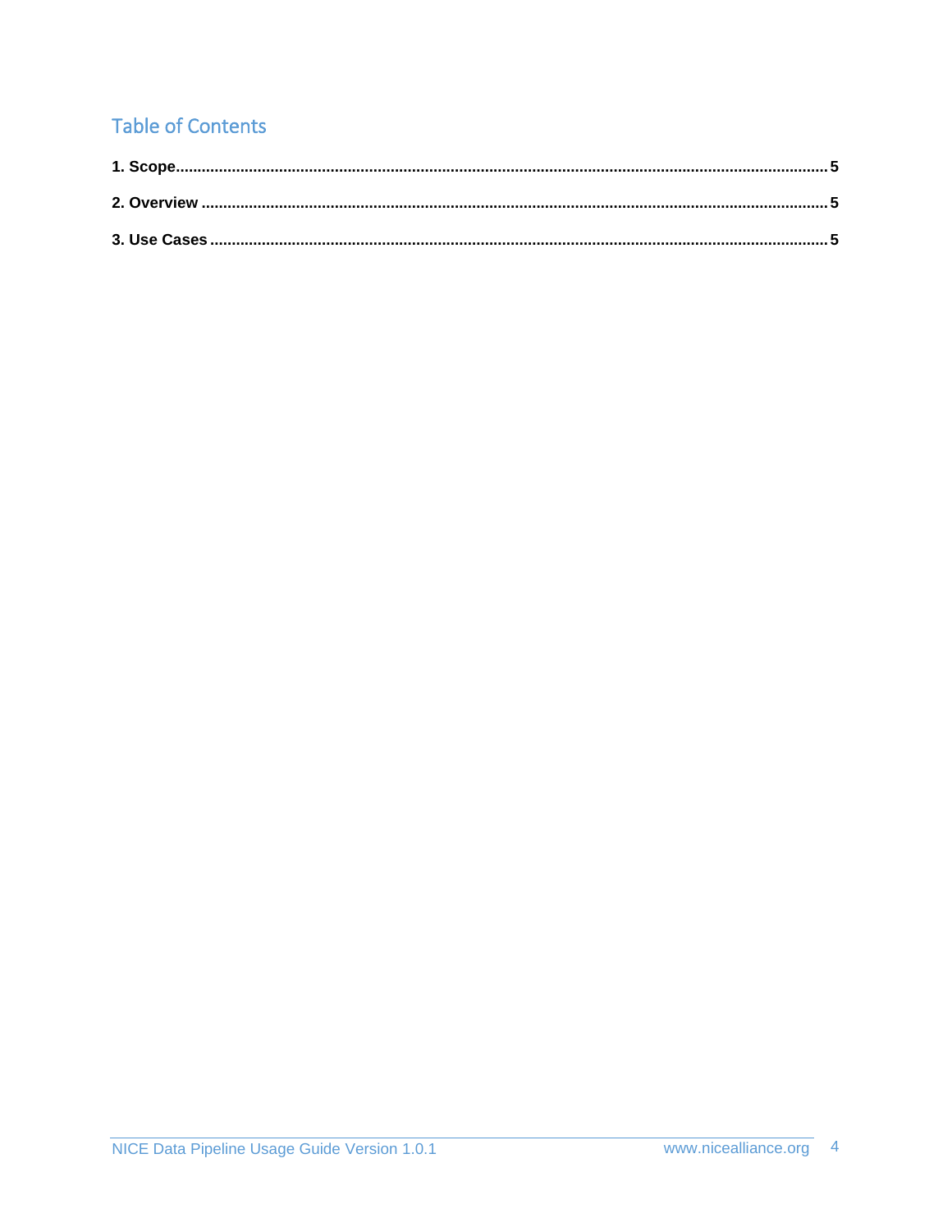## Table of Contents

**1. Scope** ........................................................................ **5**

**2. Overview** ........................................................................ **5**

**3. Use Cases** ........................................................................ **5**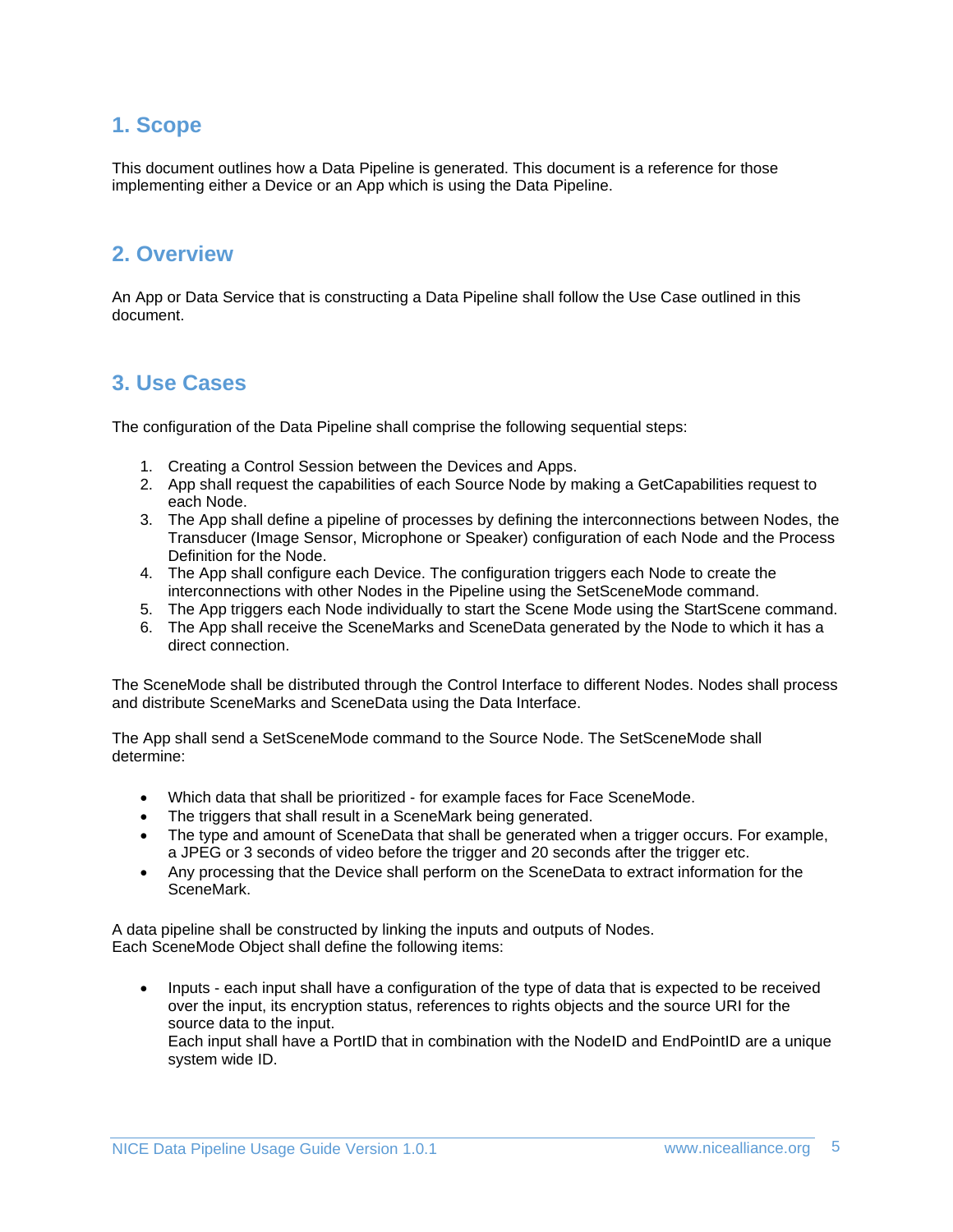## 1. Scope

This document outlines how a Data Pipeline is generated. This document is a reference for those implementing either a Device or an App which is using the Data Pipeline.

## 2. Overview

An App or Data Service that is constructing a Data Pipeline shall follow the Use Case outlined in this document.

## 3. Use Cases

The configuration of the Data Pipeline shall comprise the following sequential steps:

1. Creating a Control Session between the Devices and Apps.
2. App shall request the capabilities of each Source Node by making a GetCapabilities request to each Node.
3. The App shall define a pipeline of processes by defining the interconnections between Nodes, the Transducer (Image Sensor, Microphone or Speaker) configuration of each Node and the Process Definition for the Node.
4. The App shall configure each Device. The configuration triggers each Node to create the interconnections with other Nodes in the Pipeline using the SetSceneMode command.
5. The App triggers each Node individually to start the Scene Mode using the StartScene command.
6. The App shall receive the SceneMarks and SceneData generated by the Node to which it has a direct connection.

The SceneMode shall be distributed through the Control Interface to different Nodes. Nodes shall process and distribute SceneMarks and SceneData using the Data Interface.

The App shall send a SetSceneMode command to the Source Node. The SetSceneMode shall determine:

- Which data that shall be prioritized - for example faces for Face SceneMode.
- The triggers that shall result in a SceneMark being generated.
- The type and amount of SceneData that shall be generated when a trigger occurs. For example, a JPEG or 3 seconds of video before the trigger and 20 seconds after the trigger etc.
- Any processing that the Device shall perform on the SceneData to extract information for the SceneMark.

A data pipeline shall be constructed by linking the inputs and outputs of Nodes.
Each SceneMode Object shall define the following items:

- Inputs - each input shall have a configuration of the type of data that is expected to be received over the input, its encryption status, references to rights objects and the source URI for the source data to the input.
  Each input shall have a PortID that in combination with the NodeID and EndPointID are a unique system wide ID.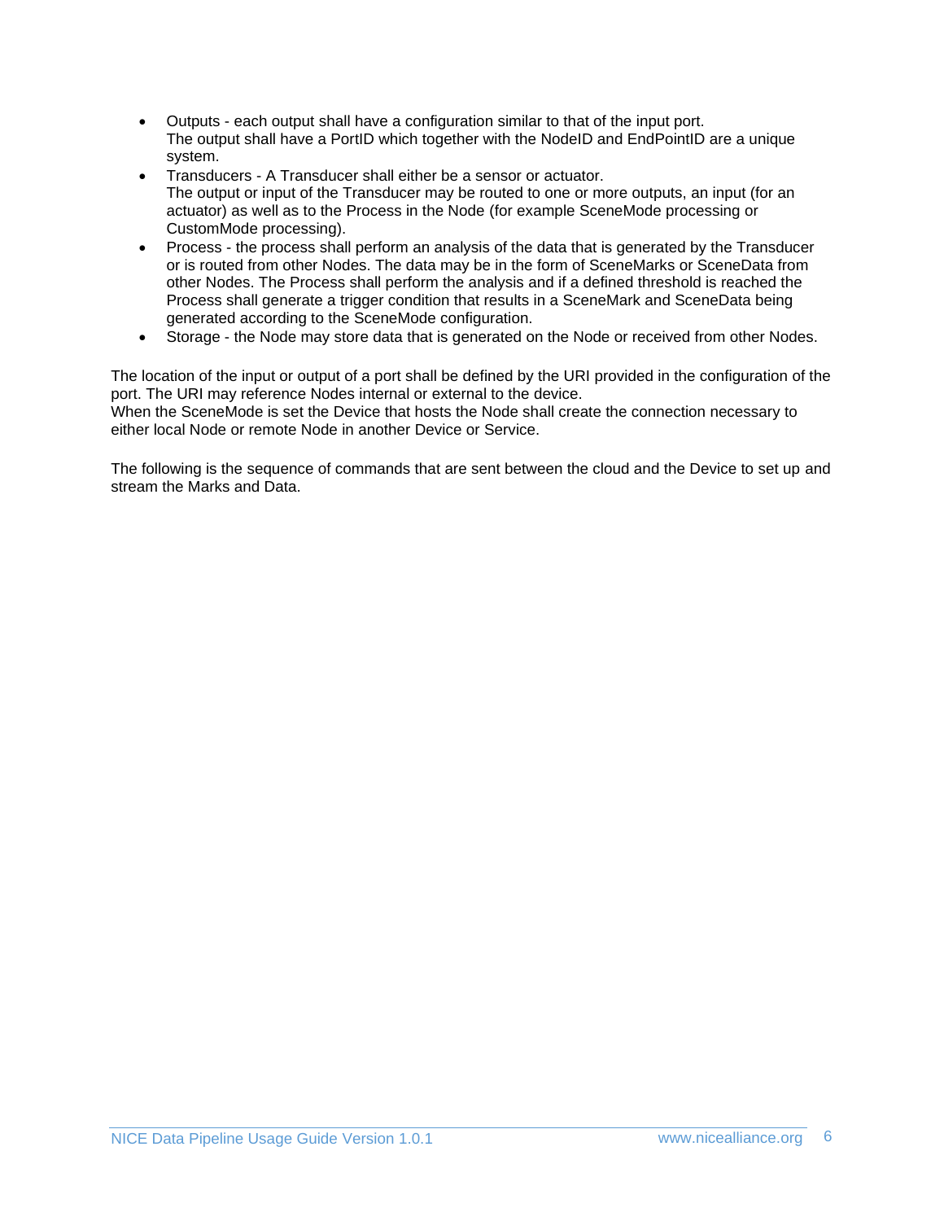- Outputs - each output shall have a configuration similar to that of the input port.
  The output shall have a PortID which together with the NodeID and EndPointID are a unique system.
- Transducers - A Transducer shall either be a sensor or actuator.
  The output or input of the Transducer may be routed to one or more outputs, an input (for an actuator) as well as to the Process in the Node (for example SceneMode processing or CustomMode processing).
- Process - the process shall perform an analysis of the data that is generated by the Transducer or is routed from other Nodes. The data may be in the form of SceneMarks or SceneData from other Nodes. The Process shall perform the analysis and if a defined threshold is reached the Process shall generate a trigger condition that results in a SceneMark and SceneData being generated according to the SceneMode configuration.
- Storage - the Node may store data that is generated on the Node or received from other Nodes.

The location of the input or output of a port shall be defined by the URI provided in the configuration of the port. The URI may reference Nodes internal or external to the device.
When the SceneMode is set the Device that hosts the Node shall create the connection necessary to either local Node or remote Node in another Device or Service.

The following is the sequence of commands that are sent between the cloud and the Device to set up and stream the Marks and Data.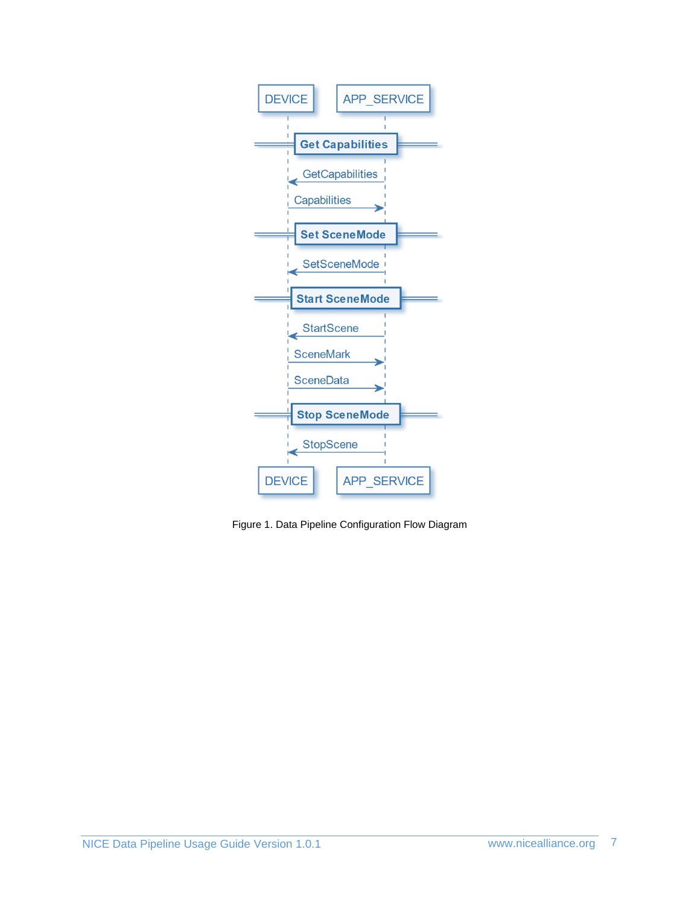DEVICE

APP_SERVICE

Get Capabilities

GetCapabilities

Capabilities

Set SceneMode

SetSceneMode

Start SceneMode

StartScene

SceneMark

SceneData

Stop SceneMode

StopScene

DEVICE

APP_SERVICE

Figure 1. Data Pipeline Configuration Flow Diagram